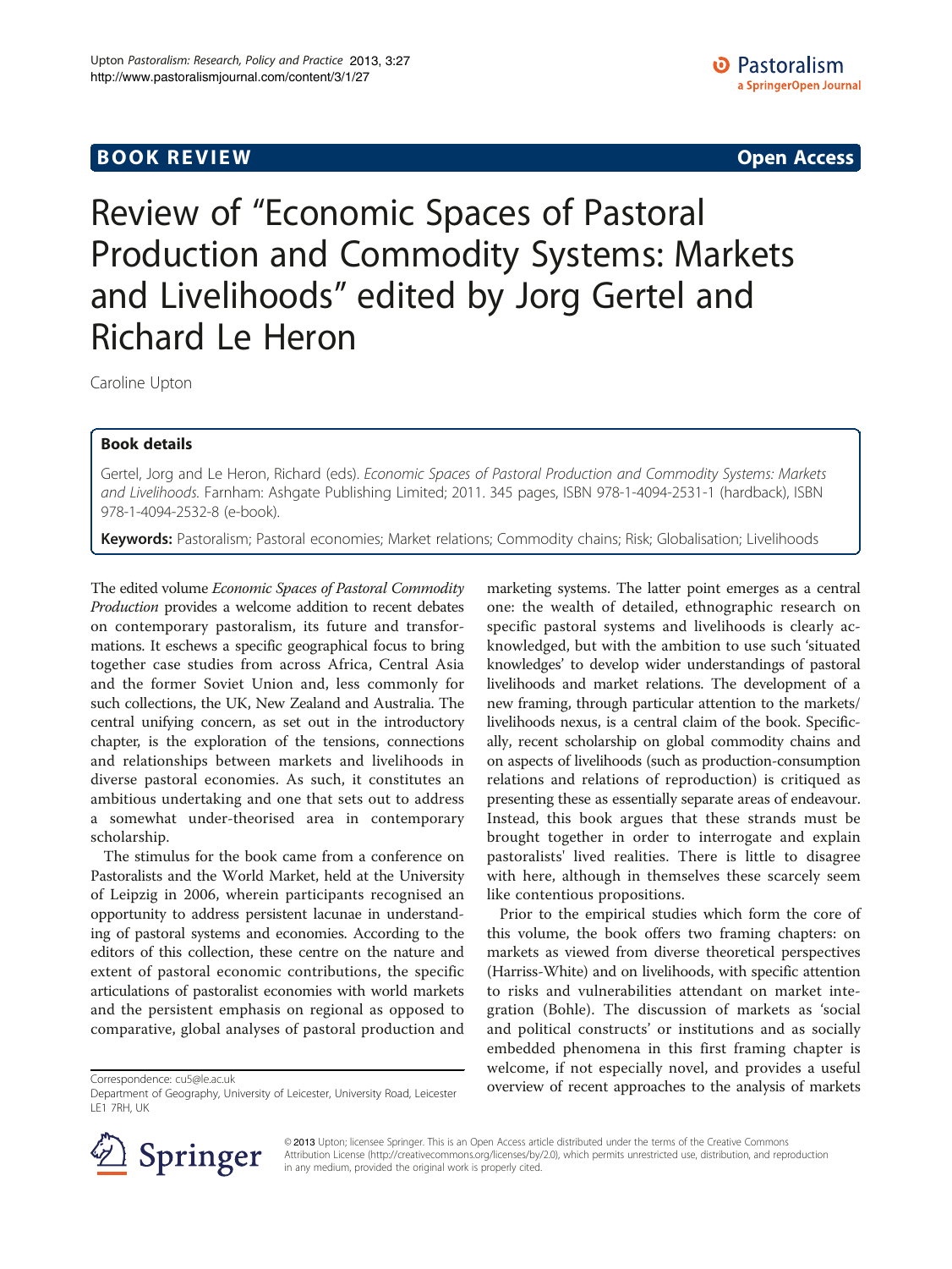**BOOK REVIEW** **Open Access**

# Review of "Economic Spaces of Pastoral Production and Commodity Systems: Markets and Livelihoods" edited by Jorg Gertel and Richard Le Heron

Caroline Upton

## Book details

Gertel, Jorg and Le Heron, Richard (eds). *Economic Spaces of Pastoral Production and Commodity Systems: Markets and Livelihoods.* Farnham: Ashgate Publishing Limited; 2011. 345 pages, ISBN 978-1-4094-2531-1 (hardback), ISBN 978-1-4094-2532-8 (e-book).

**Keywords:** Pastoralism; Pastoral economies; Market relations; Commodity chains; Risk; Globalisation; Livelihoods

The edited volume *Economic Spaces of Pastoral Commodity Production* provides a welcome addition to recent debates on contemporary pastoralism, its future and transformations. It eschews a specific geographical focus to bring together case studies from across Africa, Central Asia and the former Soviet Union and, less commonly for such collections, the UK, New Zealand and Australia. The central unifying concern, as set out in the introductory chapter, is the exploration of the tensions, connections and relationships between markets and livelihoods in diverse pastoral economies. As such, it constitutes an ambitious undertaking and one that sets out to address a somewhat under-theorised area in contemporary scholarship.

The stimulus for the book came from a conference on Pastoralists and the World Market, held at the University of Leipzig in 2006, wherein participants recognised an opportunity to address persistent lacunae in understanding of pastoral systems and economies. According to the editors of this collection, these centre on the nature and extent of pastoral economic contributions, the specific articulations of pastoralist economies with world markets and the persistent emphasis on regional as opposed to comparative, global analyses of pastoral production and marketing systems. The latter point emerges as a central one: the wealth of detailed, ethnographic research on specific pastoral systems and livelihoods is clearly acknowledged, but with the ambition to use such 'situated knowledges' to develop wider understandings of pastoral livelihoods and market relations. The development of a new framing, through particular attention to the markets/livelihoods nexus, is a central claim of the book. Specifically, recent scholarship on global commodity chains and on aspects of livelihoods (such as production-consumption relations and relations of reproduction) is critiqued as presenting these as essentially separate areas of endeavour. Instead, this book argues that these strands must be brought together in order to interrogate and explain pastoralists' lived realities. There is little to disagree with here, although in themselves these scarcely seem like contentious propositions.

Prior to the empirical studies which form the core of this volume, the book offers two framing chapters: on markets as viewed from diverse theoretical perspectives (Harriss-White) and on livelihoods, with specific attention to risks and vulnerabilities attendant on market integration (Bohle). The discussion of markets as 'social and political constructs' or institutions and as socially embedded phenomena in this first framing chapter is welcome, if not especially novel, and provides a useful overview of recent approaches to the analysis of markets

Correspondence: cu5@le.ac.uk
Department of Geography, University of Leicester, University Road, Leicester LE1 7RH, UK

© 2013 Upton; licensee Springer. This is an Open Access article distributed under the terms of the Creative Commons Attribution License (http://creativecommons.org/licenses/by/2.0), which permits unrestricted use, distribution, and reproduction in any medium, provided the original work is properly cited.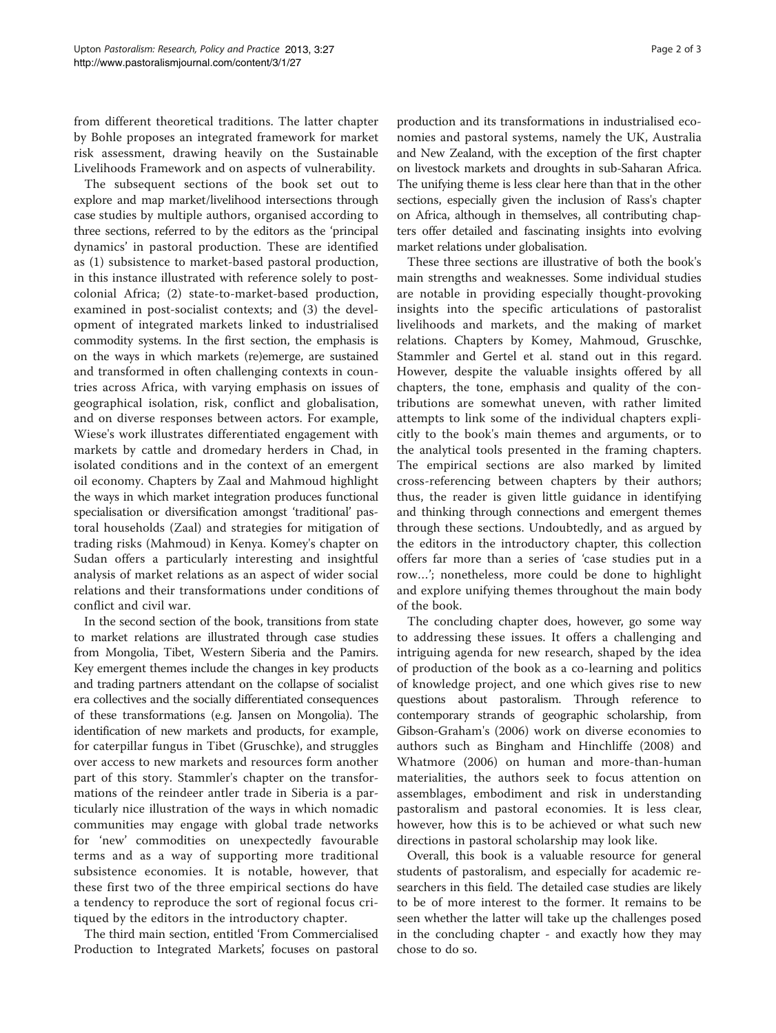from different theoretical traditions. The latter chapter by Bohle proposes an integrated framework for market risk assessment, drawing heavily on the Sustainable Livelihoods Framework and on aspects of vulnerability.

The subsequent sections of the book set out to explore and map market/livelihood intersections through case studies by multiple authors, organised according to three sections, referred to by the editors as the 'principal dynamics' in pastoral production. These are identified as (1) subsistence to market-based pastoral production, in this instance illustrated with reference solely to post-colonial Africa; (2) state-to-market-based production, examined in post-socialist contexts; and (3) the development of integrated markets linked to industrialised commodity systems. In the first section, the emphasis is on the ways in which markets (re)emerge, are sustained and transformed in often challenging contexts in countries across Africa, with varying emphasis on issues of geographical isolation, risk, conflict and globalisation, and on diverse responses between actors. For example, Wiese's work illustrates differentiated engagement with markets by cattle and dromedary herders in Chad, in isolated conditions and in the context of an emergent oil economy. Chapters by Zaal and Mahmoud highlight the ways in which market integration produces functional specialisation or diversification amongst 'traditional' pastoral households (Zaal) and strategies for mitigation of trading risks (Mahmoud) in Kenya. Komey's chapter on Sudan offers a particularly interesting and insightful analysis of market relations as an aspect of wider social relations and their transformations under conditions of conflict and civil war.

In the second section of the book, transitions from state to market relations are illustrated through case studies from Mongolia, Tibet, Western Siberia and the Pamirs. Key emergent themes include the changes in key products and trading partners attendant on the collapse of socialist era collectives and the socially differentiated consequences of these transformations (e.g. Jansen on Mongolia). The identification of new markets and products, for example, for caterpillar fungus in Tibet (Gruschke), and struggles over access to new markets and resources form another part of this story. Stammler's chapter on the transformations of the reindeer antler trade in Siberia is a particularly nice illustration of the ways in which nomadic communities may engage with global trade networks for 'new' commodities on unexpectedly favourable terms and as a way of supporting more traditional subsistence economies. It is notable, however, that these first two of the three empirical sections do have a tendency to reproduce the sort of regional focus critiqued by the editors in the introductory chapter.

The third main section, entitled 'From Commercialised Production to Integrated Markets', focuses on pastoral production and its transformations in industrialised economies and pastoral systems, namely the UK, Australia and New Zealand, with the exception of the first chapter on livestock markets and droughts in sub-Saharan Africa. The unifying theme is less clear here than that in the other sections, especially given the inclusion of Rass's chapter on Africa, although in themselves, all contributing chapters offer detailed and fascinating insights into evolving market relations under globalisation.

These three sections are illustrative of both the book's main strengths and weaknesses. Some individual studies are notable in providing especially thought-provoking insights into the specific articulations of pastoralist livelihoods and markets, and the making of market relations. Chapters by Komey, Mahmoud, Gruschke, Stammler and Gertel et al. stand out in this regard. However, despite the valuable insights offered by all chapters, the tone, emphasis and quality of the contributions are somewhat uneven, with rather limited attempts to link some of the individual chapters explicitly to the book's main themes and arguments, or to the analytical tools presented in the framing chapters. The empirical sections are also marked by limited cross-referencing between chapters by their authors; thus, the reader is given little guidance in identifying and thinking through connections and emergent themes through these sections. Undoubtedly, and as argued by the editors in the introductory chapter, this collection offers far more than a series of 'case studies put in a row…'; nonetheless, more could be done to highlight and explore unifying themes throughout the main body of the book.

The concluding chapter does, however, go some way to addressing these issues. It offers a challenging and intriguing agenda for new research, shaped by the idea of production of the book as a co-learning and politics of knowledge project, and one which gives rise to new questions about pastoralism. Through reference to contemporary strands of geographic scholarship, from Gibson-Graham's (2006) work on diverse economies to authors such as Bingham and Hinchliffe (2008) and Whatmore (2006) on human and more-than-human materialities, the authors seek to focus attention on assemblages, embodiment and risk in understanding pastoralism and pastoral economies. It is less clear, however, how this is to be achieved or what such new directions in pastoral scholarship may look like.

Overall, this book is a valuable resource for general students of pastoralism, and especially for academic researchers in this field. The detailed case studies are likely to be of more interest to the former. It remains to be seen whether the latter will take up the challenges posed in the concluding chapter - and exactly how they may chose to do so.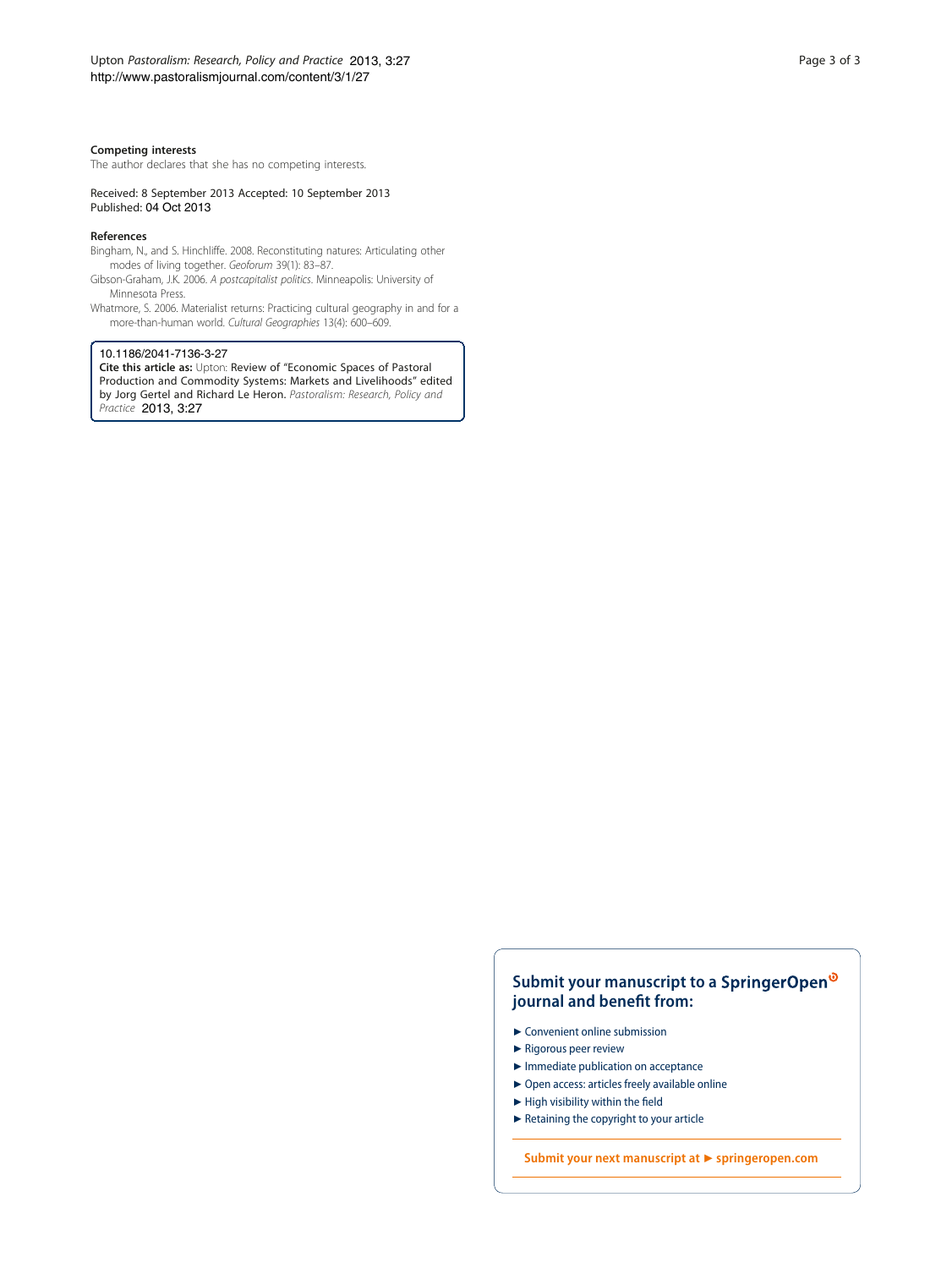**Competing interests**

The author declares that she has no competing interests.

Received: 8 September 2013 Accepted: 10 September 2013
Published: 04 Oct 2013

**References**

Bingham, N., and S. Hinchliffe. 2008. Reconstituting natures: Articulating other modes of living together. *Geoforum* 39(1): 83–87.

Gibson-Graham, J.K. 2006. *A postcapitalist politics*. Minneapolis: University of Minnesota Press.

Whatmore, S. 2006. Materialist returns: Practicing cultural geography in and for a more-than-human world. *Cultural Geographies* 13(4): 600–609.

10.1186/2041-7136-3-27
**Cite this article as:** Upton: Review of "Economic Spaces of Pastoral Production and Commodity Systems: Markets and Livelihoods" edited by Jorg Gertel and Richard Le Heron. *Pastoralism: Research, Policy and Practice* 2013, 3:27

**Submit your manuscript to a SpringerOpen journal and benefit from:**

- ► Convenient online submission
- ► Rigorous peer review
- ► Immediate publication on acceptance
- ► Open access: articles freely available online
- ► High visibility within the field
- ► Retaining the copyright to your article

**Submit your next manuscript at ► springeropen.com**